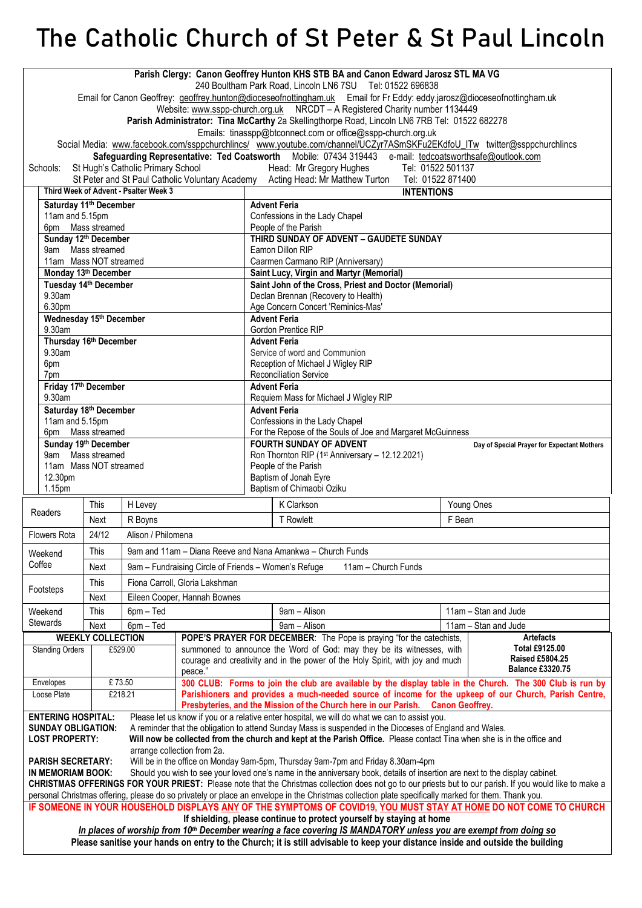# The Catholic Church of St Peter & St Paul Lincoln

**Parish Clergy: Canon Geoffrey Hunton KHS STB BA and Canon Edward Jarosz STL MA VG**
240 Boultham Park Road, Lincoln LN6 7SU Tel: 01522 696838
Email for Canon Geoffrey: geoffrey.hunton@dioceseofnottingham.uk Email for Fr Eddy: eddy.jarosz@dioceseofnottingham.uk
Website: www.sspp-church.org.uk NRCDT – A Registered Charity number 1134449
**Parish Administrator: Tina McCarthy** 2a Skellingthorpe Road, Lincoln LN6 7RB Tel: 01522 682278
Emails: tinasspp@btconnect.com or office@sspp-church.org.uk
Social Media: www.facebook.com/ssppchurchlincs/ www.youtube.com/channel/UCZyr7ASmSKFu2EKdfoU_ITw twitter@ssppchurchlincs
**Safeguarding Representative: Ted Coatsworth** Mobile: 07434 319443 e-mail: tedcoatsworthsafe@outlook.com

Schools: St Hugh's Catholic Primary School — Head: Mr Gregory Hughes — Tel: 01522 501137
St Peter and St Paul Catholic Voluntary Academy — Acting Head: Mr Matthew Turton — Tel: 01522 871400

| **Third Week of Advent - Psalter Week 3** | **INTENTIONS** |
|---|---|
| **Saturday 11th December** | **Advent Feria** |
| 11am and 5.15pm | Confessions in the Lady Chapel |
| 6pm Mass streamed | People of the Parish |
| **Sunday 12th December** | **THIRD SUNDAY OF ADVENT – GAUDETE SUNDAY** |
| 9am Mass streamed | Eamon Dillon RIP |
| 11am Mass NOT streamed | Caarmen Carmano RIP (Anniversary) |
| **Monday 13th December** | **Saint Lucy, Virgin and Martyr (Memorial)** |
| **Tuesday 14th December** | **Saint John of the Cross, Priest and Doctor (Memorial)** |
| 9.30am | Declan Brennan (Recovery to Health) |
| 6.30pm | Age Concern Concert 'Reminics-Mas' |
| **Wednesday 15th December** | **Advent Feria** |
| 9.30am | Gordon Prentice RIP |
| **Thursday 16th December** | **Advent Feria** |
| 9.30am | Service of word and Communion |
| 6pm | Reception of Michael J Wigley RIP |
| 7pm | Reconciliation Service |
| **Friday 17th December** | **Advent Feria** |
| 9.30am | Requiem Mass for Michael J Wigley RIP |
| **Saturday 18th December** | **Advent Feria** |
| 11am and 5.15pm | Confessions in the Lady Chapel |
| 6pm Mass streamed | For the Repose of the Souls of Joe and Margaret McGuinness |
| **Sunday 19th December** | **FOURTH SUNDAY OF ADVENT** — Day of Special Prayer for Expectant Mothers |
| 9am Mass streamed | Ron Thornton RIP (1st Anniversary – 12.12.2021) |
| 11am Mass NOT streamed | People of the Parish |
| 12.30pm | Baptism of Jonah Eyre |
| 1.15pm | Baptism of Chimaobi Oziku |

| | | | | |
|---|---|---|---|---|
| Readers | This | H Levey | K Clarkson | Young Ones |
| | Next | R Boyns | T Rowlett | F Bean |
| Flowers Rota | 24/12 | Alison / Philomena | | |
| Weekend Coffee | This | 9am and 11am – Diana Reeve and Nana Amankwa – Church Funds | | |
| | Next | 9am – Fundraising Circle of Friends – Women's Refuge; 11am – Church Funds | | |
| Footsteps | This | Fiona Carroll, Gloria Lakshman | | |
| | Next | Eileen Cooper, Hannah Bownes | | |
| Weekend Stewards | This | 6pm – Ted | 9am – Alison | 11am – Stan and Jude |
| | Next | 6pm – Ted | 9am – Alison | 11am – Stan and Jude |

| **WEEKLY COLLECTION** | |
|---|---|
| Standing Orders | £529.00 |
| Envelopes | £ 73.50 |
| Loose Plate | £218.21 |

**POPE'S PRAYER FOR DECEMBER**: The Pope is praying "for the catechists, summoned to announce the Word of God: may they be its witnesses, with courage and creativity and in the power of the Holy Spirit, with joy and much peace."

**Artefacts**
**Total £9125.00**
**Raised £5804.25**
**Balance £3320.75**

**300 CLUB: Forms to join the club are available by the display table in the Church. The 300 Club is run by Parishioners and provides a much-needed source of income for the upkeep of our Church, Parish Centre, Presbyteries, and the Mission of the Church here in our Parish. Canon Geoffrey.**

**ENTERING HOSPITAL:** Please let us know if you or a relative enter hospital, we will do what we can to assist you.
**SUNDAY OBLIGATION:** A reminder that the obligation to attend Sunday Mass is suspended in the Dioceses of England and Wales.
**LOST PROPERTY:** **Will now be collected from the church and kept at the Parish Office.** Please contact Tina when she is in the office and arrange collection from 2a.
**PARISH SECRETARY:** Will be in the office on Monday 9am-5pm, Thursday 9am-7pm and Friday 8.30am-4pm
**IN MEMORIAM BOOK:** Should you wish to see your loved one's name in the anniversary book, details of insertion are next to the display cabinet.
**CHRISTMAS OFFERINGS FOR YOUR PRIEST:** Please note that the Christmas collection does not go to our priests but to our parish. If you would like to make a personal Christmas offering, please do so privately or place an envelope in the Christmas collection plate specifically marked for them. Thank you.

**IF SOMEONE IN YOUR HOUSEHOLD DISPLAYS ANY OF THE SYMPTOMS OF COVID19, YOU MUST STAY AT HOME DO NOT COME TO CHURCH**
**If shielding, please continue to protect yourself by staying at home**
***In places of worship from 10th December wearing a face covering IS MANDATORY unless you are exempt from doing so***
**Please sanitise your hands on entry to the Church; it is still advisable to keep your distance inside and outside the building**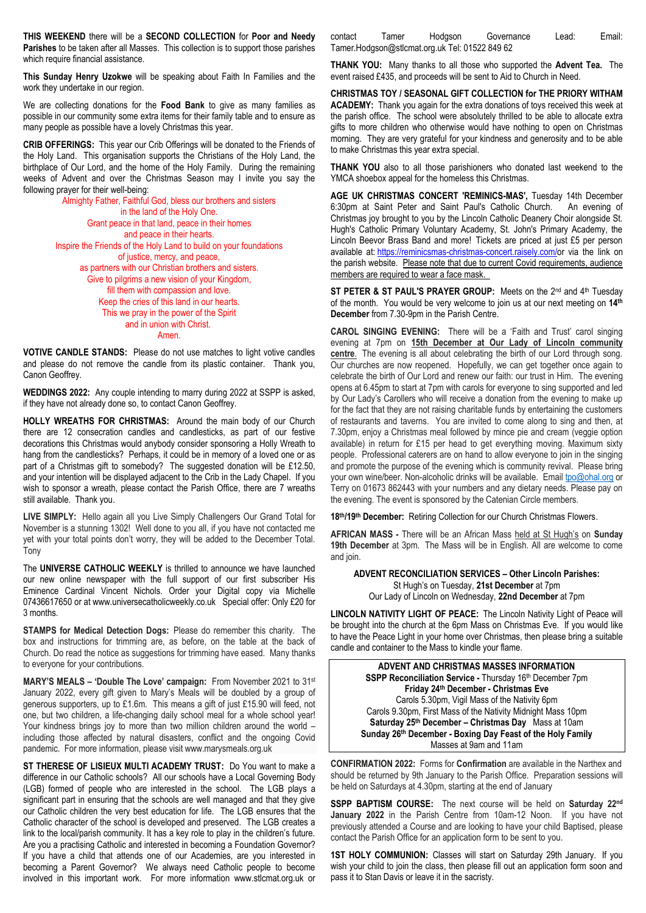**THIS WEEKEND** there will be a **SECOND COLLECTION** for **Poor and Needy Parishes** to be taken after all Masses. This collection is to support those parishes which require financial assistance.

**This Sunday Henry Uzokwe** will be speaking about Faith In Families and the work they undertake in our region.

We are collecting donations for the **Food Bank** to give as many families as possible in our community some extra items for their family table and to ensure as many people as possible have a lovely Christmas this year.

**CRIB OFFERINGS:** This year our Crib Offerings will be donated to the Friends of the Holy Land. This organisation supports the Christians of the Holy Land, the birthplace of Our Lord, and the home of the Holy Family. During the remaining weeks of Advent and over the Christmas Season may I invite you say the following prayer for their well-being:

Almighty Father, Faithful God, bless our brothers and sisters
in the land of the Holy One.
Grant peace in that land, peace in their homes
and peace in their hearts.
Inspire the Friends of the Holy Land to build on your foundations
of justice, mercy, and peace,
as partners with our Christian brothers and sisters.
Give to pilgrims a new vision of your Kingdom,
fill them with compassion and love.
Keep the cries of this land in our hearts.
This we pray in the power of the Spirit
and in union with Christ.
Amen.

**VOTIVE CANDLE STANDS:** Please do not use matches to light votive candles and please do not remove the candle from its plastic container. Thank you, Canon Geoffrey.

**WEDDINGS 2022:** Any couple intending to marry during 2022 at SSPP is asked, if they have not already done so, to contact Canon Geoffrey.

**HOLLY WREATHS FOR CHRISTMAS:** Around the main body of our Church there are 12 consecration candles and candlesticks, as part of our festive decorations this Christmas would anybody consider sponsoring a Holly Wreath to hang from the candlesticks? Perhaps, it could be in memory of a loved one or as part of a Christmas gift to somebody? The suggested donation will be £12.50, and your intention will be displayed adjacent to the Crib in the Lady Chapel. If you wish to sponsor a wreath, please contact the Parish Office, there are 7 wreaths still available. Thank you.

**LIVE SIMPLY:** Hello again all you Live Simply Challengers Our Grand Total for November is a stunning 1302! Well done to you all, if you have not contacted me yet with your total points don't worry, they will be added to the December Total. Tony

The **UNIVERSE CATHOLIC WEEKLY** is thrilled to announce we have launched our new online newspaper with the full support of our first subscriber His Eminence Cardinal Vincent Nichols. Order your Digital copy via Michelle 07436617650 or at www.universecatholicweekly.co.uk Special offer: Only £20 for 3 months.

**STAMPS for Medical Detection Dogs:** Please do remember this charity. The box and instructions for trimming are, as before, on the table at the back of Church. Do read the notice as suggestions for trimming have eased. Many thanks to everyone for your contributions.

**MARY'S MEALS – 'Double The Love' campaign:** From November 2021 to 31st January 2022, every gift given to Mary's Meals will be doubled by a group of generous supporters, up to £1.6m. This means a gift of just £15.90 will feed, not one, but two children, a life-changing daily school meal for a whole school year! Your kindness brings joy to more than two million children around the world – including those affected by natural disasters, conflict and the ongoing Covid pandemic. For more information, please visit www.marysmeals.org.uk

**ST THERESE OF LISIEUX MULTI ACADEMY TRUST:** Do You want to make a difference in our Catholic schools? All our schools have a Local Governing Body (LGB) formed of people who are interested in the school. The LGB plays a significant part in ensuring that the schools are well managed and that they give our Catholic children the very best education for life. The LGB ensures that the Catholic character of the school is developed and preserved. The LGB creates a link to the local/parish community. It has a key role to play in the children's future. Are you a practising Catholic and interested in becoming a Foundation Governor? If you have a child that attends one of our Academies, are you interested in becoming a Parent Governor? We always need Catholic people to become involved in this important work. For more information www.stlcmat.org.uk or contact Tamer Hodgson Governance Lead: Email: Tamer.Hodgson@stlcmat.org.uk Tel: 01522 849 62

**THANK YOU:** Many thanks to all those who supported the **Advent Tea.** The event raised £435, and proceeds will be sent to Aid to Church in Need.

**CHRISTMAS TOY / SEASONAL GIFT COLLECTION for THE PRIORY WITHAM ACADEMY:** Thank you again for the extra donations of toys received this week at the parish office. The school were absolutely thrilled to be able to allocate extra gifts to more children who otherwise would have nothing to open on Christmas morning. They are very grateful for your kindness and generosity and to be able to make Christmas this year extra special.

**THANK YOU** also to all those parishioners who donated last weekend to the YMCA shoebox appeal for the homeless this Christmas.

**AGE UK CHRISTMAS CONCERT 'REMINICS-MAS',** Tuesday 14th December 6:30pm at Saint Peter and Saint Paul's Catholic Church. An evening of Christmas joy brought to you by the Lincoln Catholic Deanery Choir alongside St. Hugh's Catholic Primary Voluntary Academy, St. John's Primary Academy, the Lincoln Beevor Brass Band and more! Tickets are priced at just £5 per person available at: https://reminicsmas-christmas-concert.raisely.com/or via the link on the parish website. Please note that due to current Covid requirements, audience members are required to wear a face mask.

**ST PETER & ST PAUL'S PRAYER GROUP:** Meets on the 2nd and 4th Tuesday of the month. You would be very welcome to join us at our next meeting on **14th December** from 7.30-9pm in the Parish Centre.

**CAROL SINGING EVENING:** There will be a 'Faith and Trust' carol singing evening at 7pm on **15th December at Our Lady of Lincoln community centre**. The evening is all about celebrating the birth of our Lord through song. Our churches are now reopened. Hopefully, we can get together once again to celebrate the birth of Our Lord and renew our faith: our trust in Him. The evening opens at 6.45pm to start at 7pm with carols for everyone to sing supported and led by Our Lady's Carollers who will receive a donation from the evening to make up for the fact that they are not raising charitable funds by entertaining the customers of restaurants and taverns. You are invited to come along to sing and then, at 7.30pm, enjoy a Christmas meal followed by mince pie and cream (veggie option available) in return for £15 per head to get everything moving. Maximum sixty people. Professional caterers are on hand to allow everyone to join in the singing and promote the purpose of the evening which is community revival. Please bring your own wine/beer. Non-alcoholic drinks will be available. Email tpo@ohal.org or Terry on 01673 862443 with your numbers and any dietary needs. Please pay on the evening. The event is sponsored by the Catenian Circle members.

**18th/19th December:** Retiring Collection for our Church Christmas Flowers.

**AFRICAN MASS -** There will be an African Mass held at St Hugh's on **Sunday 19th December** at 3pm. The Mass will be in English. All are welcome to come and join.

**ADVENT RECONCILIATION SERVICES – Other Lincoln Parishes:**
St Hugh's on Tuesday, **21st December** at 7pm
Our Lady of Lincoln on Wednesday, **22nd December** at 7pm

**LINCOLN NATIVITY LIGHT OF PEACE:** The Lincoln Nativity Light of Peace will be brought into the church at the 6pm Mass on Christmas Eve. If you would like to have the Peace Light in your home over Christmas, then please bring a suitable candle and container to the Mass to kindle your flame.

**ADVENT AND CHRISTMAS MASSES INFORMATION**
**SSPP Reconciliation Service -** Thursday 16th December 7pm
**Friday 24th December - Christmas Eve**
Carols 5.30pm, Vigil Mass of the Nativity 6pm
Carols 9.30pm, First Mass of the Nativity Midnight Mass 10pm
**Saturday 25th December – Christmas Day** Mass at 10am
**Sunday 26th December - Boxing Day Feast of the Holy Family**
Masses at 9am and 11am

**CONFIRMATION 2022:** Forms for **Confirmation** are available in the Narthex and should be returned by 9th January to the Parish Office. Preparation sessions will be held on Saturdays at 4.30pm, starting at the end of January

**SSPP BAPTISM COURSE:** The next course will be held on **Saturday 22nd January 2022** in the Parish Centre from 10am-12 Noon. If you have not previously attended a Course and are looking to have your child Baptised, please contact the Parish Office for an application form to be sent to you.

**1ST HOLY COMMUNION:** Classes will start on Saturday 29th January. If you wish your child to join the class, then please fill out an application form soon and pass it to Stan Davis or leave it in the sacristy.